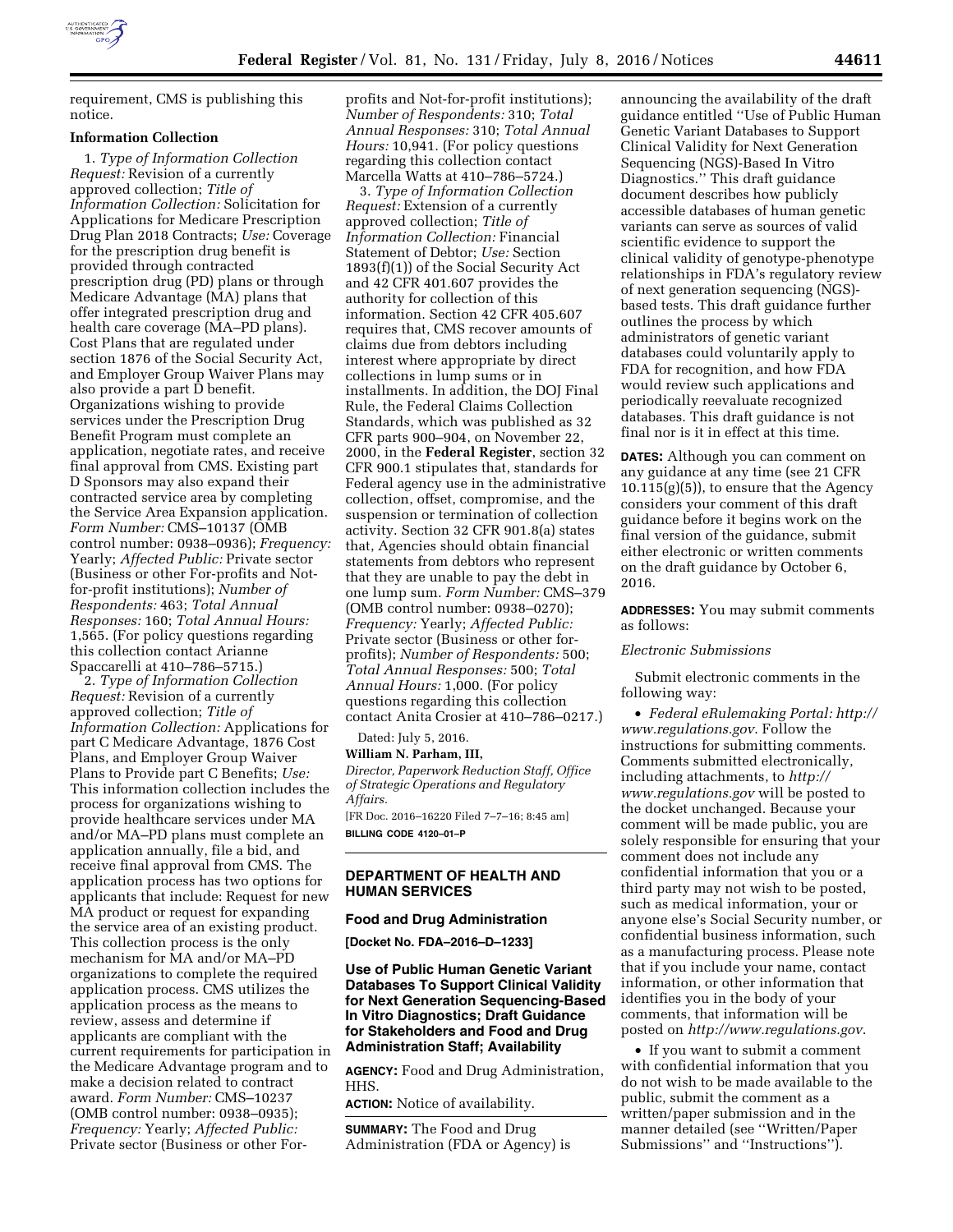requirement, CMS is publishing this notice.

**Information Collection**

1. *Type of Information Collection Request:* Revision of a currently approved collection; *Title of Information Collection:* Solicitation for Applications for Medicare Prescription Drug Plan 2018 Contracts; *Use:* Coverage for the prescription drug benefit is provided through contracted prescription drug (PD) plans or through Medicare Advantage (MA) plans that offer integrated prescription drug and health care coverage (MA–PD plans). Cost Plans that are regulated under section 1876 of the Social Security Act, and Employer Group Waiver Plans may also provide a part D benefit. Organizations wishing to provide services under the Prescription Drug Benefit Program must complete an application, negotiate rates, and receive final approval from CMS. Existing part D Sponsors may also expand their contracted service area by completing the Service Area Expansion application. *Form Number:* CMS–10137 (OMB control number: 0938–0936); *Frequency:* Yearly; *Affected Public:* Private sector (Business or other For-profits and Not-for-profit institutions); *Number of Respondents:* 463; *Total Annual Responses:* 160; *Total Annual Hours:* 1,565. (For policy questions regarding this collection contact Arianne Spaccarelli at 410–786–5715.)

2. *Type of Information Collection Request:* Revision of a currently approved collection; *Title of Information Collection:* Applications for part C Medicare Advantage, 1876 Cost Plans, and Employer Group Waiver Plans to Provide part C Benefits; *Use:* This information collection includes the process for organizations wishing to provide healthcare services under MA and/or MA–PD plans must complete an application annually, file a bid, and receive final approval from CMS. The application process has two options for applicants that include: Request for new MA product or request for expanding the service area of an existing product. This collection process is the only mechanism for MA and/or MA–PD organizations to complete the required application process. CMS utilizes the application process as the means to review, assess and determine if applicants are compliant with the current requirements for participation in the Medicare Advantage program and to make a decision related to contract award. *Form Number:* CMS–10237 (OMB control number: 0938–0935); *Frequency:* Yearly; *Affected Public:* Private sector (Business or other For-profits and Not-for-profit institutions); *Number of Respondents:* 310; *Total Annual Responses:* 310; *Total Annual Hours:* 10,941. (For policy questions regarding this collection contact Marcella Watts at 410–786–5724.)

3. *Type of Information Collection Request:* Extension of a currently approved collection; *Title of Information Collection:* Financial Statement of Debtor; *Use:* Section 1893(f)(1)) of the Social Security Act and 42 CFR 401.607 provides the authority for collection of this information. Section 42 CFR 405.607 requires that, CMS recover amounts of claims due from debtors including interest where appropriate by direct collections in lump sums or in installments. In addition, the DOJ Final Rule, the Federal Claims Collection Standards, which was published as 32 CFR parts 900–904, on November 22, 2000, in the **Federal Register**, section 32 CFR 900.1 stipulates that, standards for Federal agency use in the administrative collection, offset, compromise, and the suspension or termination of collection activity. Section 32 CFR 901.8(a) states that, Agencies should obtain financial statements from debtors who represent that they are unable to pay the debt in one lump sum. *Form Number:* CMS–379 (OMB control number: 0938–0270); *Frequency:* Yearly; *Affected Public:* Private sector (Business or other for-profits); *Number of Respondents:* 500; *Total Annual Responses:* 500; *Total Annual Hours:* 1,000. (For policy questions regarding this collection contact Anita Crosier at 410–786–0217.)

Dated: July 5, 2016.

**William N. Parham, III,**

*Director, Paperwork Reduction Staff, Office of Strategic Operations and Regulatory Affairs.*

[FR Doc. 2016–16220 Filed 7–7–16; 8:45 am]

**BILLING CODE 4120–01–P**

## DEPARTMENT OF HEALTH AND HUMAN SERVICES

### Food and Drug Administration

**[Docket No. FDA–2016–D–1233]**

### Use of Public Human Genetic Variant Databases To Support Clinical Validity for Next Generation Sequencing-Based In Vitro Diagnostics; Draft Guidance for Stakeholders and Food and Drug Administration Staff; Availability

**AGENCY:** Food and Drug Administration, HHS.

**ACTION:** Notice of availability.

**SUMMARY:** The Food and Drug Administration (FDA or Agency) is announcing the availability of the draft guidance entitled ''Use of Public Human Genetic Variant Databases to Support Clinical Validity for Next Generation Sequencing (NGS)-Based In Vitro Diagnostics.'' This draft guidance document describes how publicly accessible databases of human genetic variants can serve as sources of valid scientific evidence to support the clinical validity of genotype-phenotype relationships in FDA's regulatory review of next generation sequencing (NGS)-based tests. This draft guidance further outlines the process by which administrators of genetic variant databases could voluntarily apply to FDA for recognition, and how FDA would review such applications and periodically reevaluate recognized databases. This draft guidance is not final nor is it in effect at this time.

**DATES:** Although you can comment on any guidance at any time (see 21 CFR 10.115(g)(5)), to ensure that the Agency considers your comment of this draft guidance before it begins work on the final version of the guidance, submit either electronic or written comments on the draft guidance by October 6, 2016.

**ADDRESSES:** You may submit comments as follows:

*Electronic Submissions*

Submit electronic comments in the following way:

- *Federal eRulemaking Portal: http://www.regulations.gov*. Follow the instructions for submitting comments. Comments submitted electronically, including attachments, to *http://www.regulations.gov* will be posted to the docket unchanged. Because your comment will be made public, you are solely responsible for ensuring that your comment does not include any confidential information that you or a third party may not wish to be posted, such as medical information, your or anyone else's Social Security number, or confidential business information, such as a manufacturing process. Please note that if you include your name, contact information, or other information that identifies you in the body of your comments, that information will be posted on *http://www.regulations.gov*.
- If you want to submit a comment with confidential information that you do not wish to be made available to the public, submit the comment as a written/paper submission and in the manner detailed (see ''Written/Paper Submissions'' and ''Instructions'').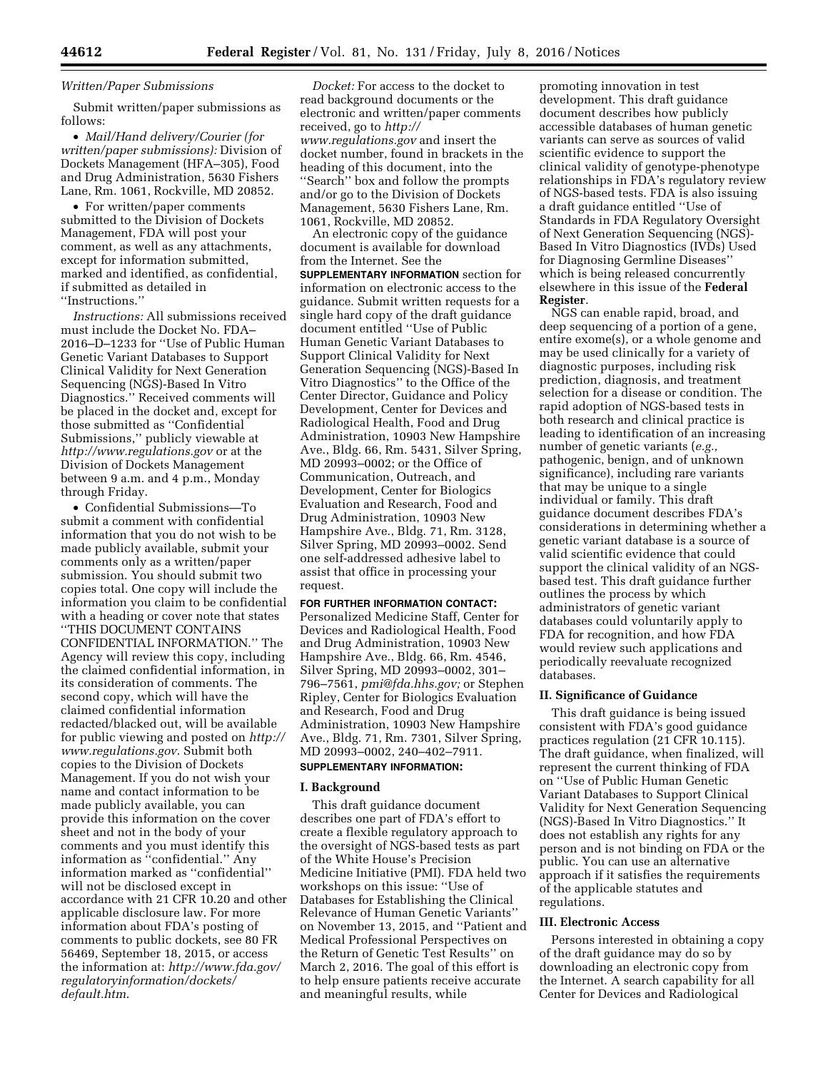*Written/Paper Submissions*

Submit written/paper submissions as follows:

- *Mail/Hand delivery/Courier (for written/paper submissions):* Division of Dockets Management (HFA–305), Food and Drug Administration, 5630 Fishers Lane, Rm. 1061, Rockville, MD 20852.
- For written/paper comments submitted to the Division of Dockets Management, FDA will post your comment, as well as any attachments, except for information submitted, marked and identified, as confidential, if submitted as detailed in ''Instructions.''

*Instructions:* All submissions received must include the Docket No. FDA–2016–D–1233 for ''Use of Public Human Genetic Variant Databases to Support Clinical Validity for Next Generation Sequencing (NGS)-Based In Vitro Diagnostics.'' Received comments will be placed in the docket and, except for those submitted as ''Confidential Submissions,'' publicly viewable at *http://www.regulations.gov* or at the Division of Dockets Management between 9 a.m. and 4 p.m., Monday through Friday.

- Confidential Submissions—To submit a comment with confidential information that you do not wish to be made publicly available, submit your comments only as a written/paper submission. You should submit two copies total. One copy will include the information you claim to be confidential with a heading or cover note that states ''THIS DOCUMENT CONTAINS CONFIDENTIAL INFORMATION.'' The Agency will review this copy, including the claimed confidential information, in its consideration of comments. The second copy, which will have the claimed confidential information redacted/blacked out, will be available for public viewing and posted on *http://www.regulations.gov*. Submit both copies to the Division of Dockets Management. If you do not wish your name and contact information to be made publicly available, you can provide this information on the cover sheet and not in the body of your comments and you must identify this information as ''confidential.'' Any information marked as ''confidential'' will not be disclosed except in accordance with 21 CFR 10.20 and other applicable disclosure law. For more information about FDA's posting of comments to public dockets, see 80 FR 56469, September 18, 2015, or access the information at: *http://www.fda.gov/regulatoryinformation/dockets/default.htm*.

*Docket:* For access to the docket to read background documents or the electronic and written/paper comments received, go to *http://www.regulations.gov* and insert the docket number, found in brackets in the heading of this document, into the ''Search'' box and follow the prompts and/or go to the Division of Dockets Management, 5630 Fishers Lane, Rm. 1061, Rockville, MD 20852.

An electronic copy of the guidance document is available for download from the Internet. See the **SUPPLEMENTARY INFORMATION** section for information on electronic access to the guidance. Submit written requests for a single hard copy of the draft guidance document entitled ''Use of Public Human Genetic Variant Databases to Support Clinical Validity for Next Generation Sequencing (NGS)-Based In Vitro Diagnostics'' to the Office of the Center Director, Guidance and Policy Development, Center for Devices and Radiological Health, Food and Drug Administration, 10903 New Hampshire Ave., Bldg. 66, Rm. 5431, Silver Spring, MD 20993–0002; or the Office of Communication, Outreach, and Development, Center for Biologics Evaluation and Research, Food and Drug Administration, 10903 New Hampshire Ave., Bldg. 71, Rm. 3128, Silver Spring, MD 20993–0002. Send one self-addressed adhesive label to assist that office in processing your request.

**FOR FURTHER INFORMATION CONTACT:** Personalized Medicine Staff, Center for Devices and Radiological Health, Food and Drug Administration, 10903 New Hampshire Ave., Bldg. 66, Rm. 4546, Silver Spring, MD 20993–0002, 301–796–7561, *pmi@fda.hhs.gov;* or Stephen Ripley, Center for Biologics Evaluation and Research, Food and Drug Administration, 10903 New Hampshire Ave., Bldg. 71, Rm. 7301, Silver Spring, MD 20993–0002, 240–402–7911.

**SUPPLEMENTARY INFORMATION:**

## I. Background

This draft guidance document describes one part of FDA's effort to create a flexible regulatory approach to the oversight of NGS-based tests as part of the White House's Precision Medicine Initiative (PMI). FDA held two workshops on this issue: ''Use of Databases for Establishing the Clinical Relevance of Human Genetic Variants'' on November 13, 2015, and ''Patient and Medical Professional Perspectives on the Return of Genetic Test Results'' on March 2, 2016. The goal of this effort is to help ensure patients receive accurate and meaningful results, while promoting innovation in test development. This draft guidance document describes how publicly accessible databases of human genetic variants can serve as sources of valid scientific evidence to support the clinical validity of genotype-phenotype relationships in FDA's regulatory review of NGS-based tests. FDA is also issuing a draft guidance entitled ''Use of Standards in FDA Regulatory Oversight of Next Generation Sequencing (NGS)-Based In Vitro Diagnostics (IVDs) Used for Diagnosing Germline Diseases'' which is being released concurrently elsewhere in this issue of the **Federal Register**.

NGS can enable rapid, broad, and deep sequencing of a portion of a gene, entire exome(s), or a whole genome and may be used clinically for a variety of diagnostic purposes, including risk prediction, diagnosis, and treatment selection for a disease or condition. The rapid adoption of NGS-based tests in both research and clinical practice is leading to identification of an increasing number of genetic variants (*e.g.,* pathogenic, benign, and of unknown significance), including rare variants that may be unique to a single individual or family. This draft guidance document describes FDA's considerations in determining whether a genetic variant database is a source of valid scientific evidence that could support the clinical validity of an NGS-based test. This draft guidance further outlines the process by which administrators of genetic variant databases could voluntarily apply to FDA for recognition, and how FDA would review such applications and periodically reevaluate recognized databases.

## II. Significance of Guidance

This draft guidance is being issued consistent with FDA's good guidance practices regulation (21 CFR 10.115). The draft guidance, when finalized, will represent the current thinking of FDA on ''Use of Public Human Genetic Variant Databases to Support Clinical Validity for Next Generation Sequencing (NGS)-Based In Vitro Diagnostics.'' It does not establish any rights for any person and is not binding on FDA or the public. You can use an alternative approach if it satisfies the requirements of the applicable statutes and regulations.

## III. Electronic Access

Persons interested in obtaining a copy of the draft guidance may do so by downloading an electronic copy from the Internet. A search capability for all Center for Devices and Radiological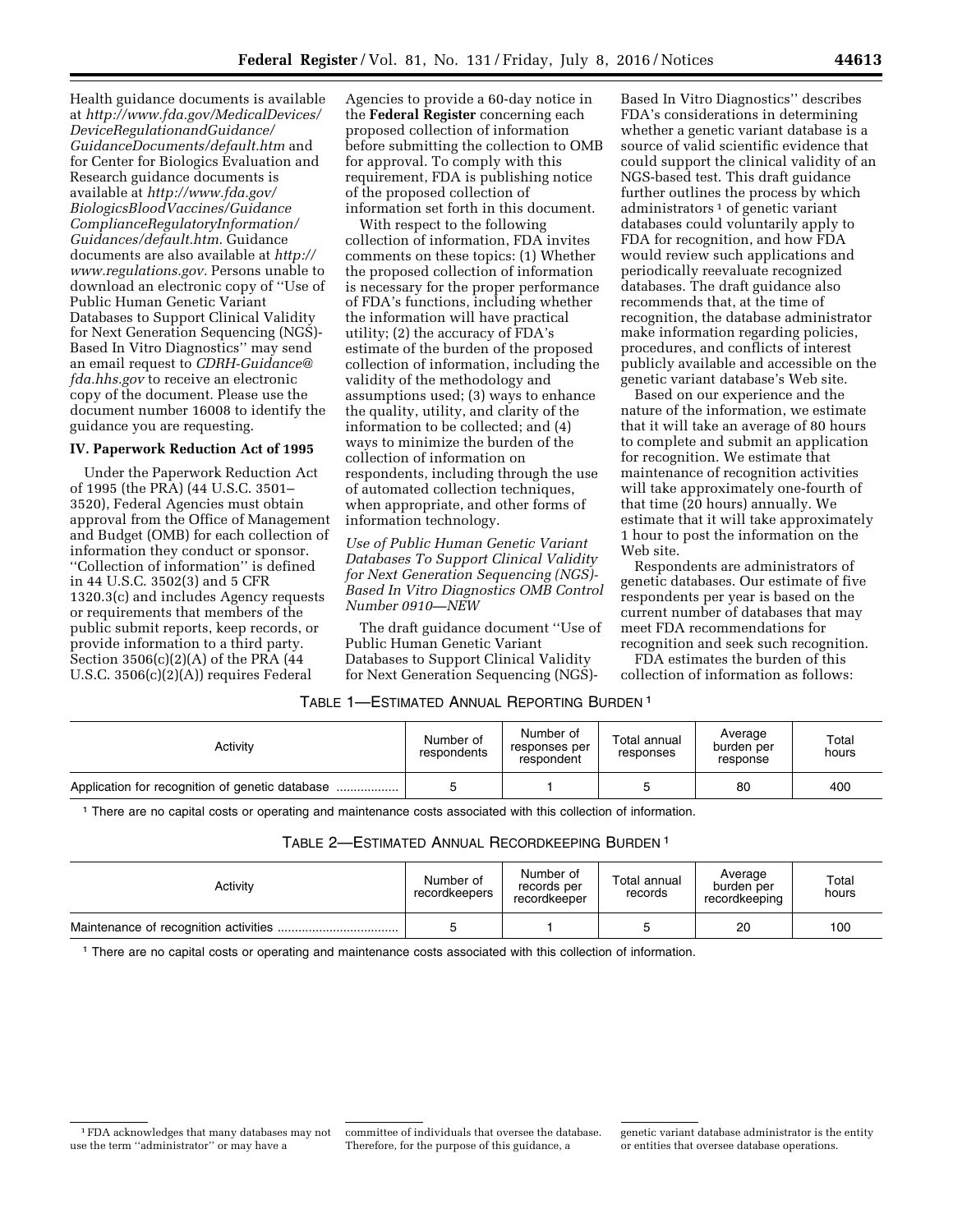Health guidance documents is available at *http://www.fda.gov/MedicalDevices/DeviceRegulationandGuidance/GuidanceDocuments/default.htm* and for Center for Biologics Evaluation and Research guidance documents is available at *http://www.fda.gov/BiologicsBloodVaccines/GuidanceComplianceRegulatoryInformation/Guidances/default.htm.* Guidance documents are also available at *http://www.regulations.gov.* Persons unable to download an electronic copy of ''Use of Public Human Genetic Variant Databases to Support Clinical Validity for Next Generation Sequencing (NGS)-Based In Vitro Diagnostics'' may send an email request to *CDRH-Guidance@fda.hhs.gov* to receive an electronic copy of the document. Please use the document number 16008 to identify the guidance you are requesting.

**IV. Paperwork Reduction Act of 1995**

Under the Paperwork Reduction Act of 1995 (the PRA) (44 U.S.C. 3501–3520), Federal Agencies must obtain approval from the Office of Management and Budget (OMB) for each collection of information they conduct or sponsor. ''Collection of information'' is defined in 44 U.S.C. 3502(3) and 5 CFR 1320.3(c) and includes Agency requests or requirements that members of the public submit reports, keep records, or provide information to a third party. Section 3506(c)(2)(A) of the PRA (44 U.S.C. 3506(c)(2)(A)) requires Federal Agencies to provide a 60-day notice in the **Federal Register** concerning each proposed collection of information before submitting the collection to OMB for approval. To comply with this requirement, FDA is publishing notice of the proposed collection of information set forth in this document.

With respect to the following collection of information, FDA invites comments on these topics: (1) Whether the proposed collection of information is necessary for the proper performance of FDA's functions, including whether the information will have practical utility; (2) the accuracy of FDA's estimate of the burden of the proposed collection of information, including the validity of the methodology and assumptions used; (3) ways to enhance the quality, utility, and clarity of the information to be collected; and (4) ways to minimize the burden of the collection of information on respondents, including through the use of automated collection techniques, when appropriate, and other forms of information technology.

*Use of Public Human Genetic Variant Databases To Support Clinical Validity for Next Generation Sequencing (NGS)-Based In Vitro Diagnostics OMB Control Number 0910—NEW*

The draft guidance document ''Use of Public Human Genetic Variant Databases to Support Clinical Validity for Next Generation Sequencing (NGS)-Based In Vitro Diagnostics'' describes FDA's considerations in determining whether a genetic variant database is a source of valid scientific evidence that could support the clinical validity of an NGS-based test. This draft guidance further outlines the process by which administrators [1] of genetic variant databases could voluntarily apply to FDA for recognition, and how FDA would review such applications and periodically reevaluate recognized databases. The draft guidance also recommends that, at the time of recognition, the database administrator make information regarding policies, procedures, and conflicts of interest publicly available and accessible on the genetic variant database's Web site.

Based on our experience and the nature of the information, we estimate that it will take an average of 80 hours to complete and submit an application for recognition. We estimate that maintenance of recognition activities will take approximately one-fourth of that time (20 hours) annually. We estimate that it will take approximately 1 hour to post the information on the Web site.

Respondents are administrators of genetic databases. Our estimate of five respondents per year is based on the current number of databases that may meet FDA recommendations for recognition and seek such recognition.

FDA estimates the burden of this collection of information as follows:

TABLE 1—ESTIMATED ANNUAL REPORTING BURDEN [1]

| Activity | Number of respondents | Number of responses per respondent | Total annual responses | Average burden per response | Total hours |
|---|---|---|---|---|---|
| Application for recognition of genetic database | 5 | 1 | 5 | 80 | 400 |

[1] There are no capital costs or operating and maintenance costs associated with this collection of information.

TABLE 2—ESTIMATED ANNUAL RECORDKEEPING BURDEN [1]

| Activity | Number of recordkeepers | Number of records per recordkeeper | Total annual records | Average burden per recordkeeping | Total hours |
|---|---|---|---|---|---|
| Maintenance of recognition activities | 5 | 1 | 5 | 20 | 100 |

[1] There are no capital costs or operating and maintenance costs associated with this collection of information.

[1] FDA acknowledges that many databases may not use the term ''administrator'' or may have a committee of individuals that oversee the database. Therefore, for the purpose of this guidance, a genetic variant database administrator is the entity or entities that oversee database operations.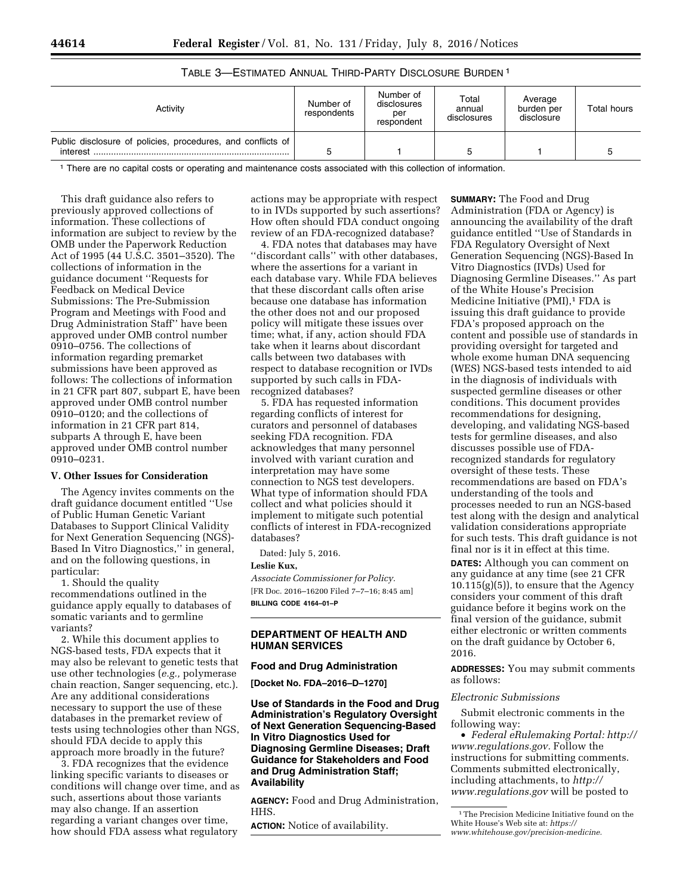TABLE 3—ESTIMATED ANNUAL THIRD-PARTY DISCLOSURE BURDEN [1]

| Activity | Number of respondents | Number of disclosures per respondent | Total annual disclosures | Average burden per disclosure | Total hours |
|---|---|---|---|---|---|
| Public disclosure of policies, procedures, and conflicts of interest | 5 | 1 | 5 | 1 | 5 |

[1] There are no capital costs or operating and maintenance costs associated with this collection of information.

This draft guidance also refers to previously approved collections of information. These collections of information are subject to review by the OMB under the Paperwork Reduction Act of 1995 (44 U.S.C. 3501–3520). The collections of information in the guidance document ''Requests for Feedback on Medical Device Submissions: The Pre-Submission Program and Meetings with Food and Drug Administration Staff'' have been approved under OMB control number 0910–0756. The collections of information regarding premarket submissions have been approved as follows: The collections of information in 21 CFR part 807, subpart E, have been approved under OMB control number 0910–0120; and the collections of information in 21 CFR part 814, subparts A through E, have been approved under OMB control number 0910–0231.

## V. Other Issues for Consideration

The Agency invites comments on the draft guidance document entitled ''Use of Public Human Genetic Variant Databases to Support Clinical Validity for Next Generation Sequencing (NGS)-Based In Vitro Diagnostics,'' in general, and on the following questions, in particular:

1. Should the quality recommendations outlined in the guidance apply equally to databases of somatic variants and to germline variants?

2. While this document applies to NGS-based tests, FDA expects that it may also be relevant to genetic tests that use other technologies (*e.g.,* polymerase chain reaction, Sanger sequencing, etc.). Are any additional considerations necessary to support the use of these databases in the premarket review of tests using technologies other than NGS, should FDA decide to apply this approach more broadly in the future?

3. FDA recognizes that the evidence linking specific variants to diseases or conditions will change over time, and as such, assertions about those variants may also change. If an assertion regarding a variant changes over time, how should FDA assess what regulatory actions may be appropriate with respect to in IVDs supported by such assertions? How often should FDA conduct ongoing review of an FDA-recognized database?

4. FDA notes that databases may have ''discordant calls'' with other databases, where the assertions for a variant in each database vary. While FDA believes that these discordant calls often arise because one database has information the other does not and our proposed policy will mitigate these issues over time; what, if any, action should FDA take when it learns about discordant calls between two databases with respect to database recognition or IVDs supported by such calls in FDA-recognized databases?

5. FDA has requested information regarding conflicts of interest for curators and personnel of databases seeking FDA recognition. FDA acknowledges that many personnel involved with variant curation and interpretation may have some connection to NGS test developers. What type of information should FDA collect and what policies should it implement to mitigate such potential conflicts of interest in FDA-recognized databases?

Dated: July 5, 2016.

**Leslie Kux,**

*Associate Commissioner for Policy.*

[FR Doc. 2016–16200 Filed 7–7–16; 8:45 am]

**BILLING CODE 4164–01–P**

## DEPARTMENT OF HEALTH AND HUMAN SERVICES

### Food and Drug Administration

**[Docket No. FDA–2016–D–1270]**

### Use of Standards in the Food and Drug Administration's Regulatory Oversight of Next Generation Sequencing-Based In Vitro Diagnostics Used for Diagnosing Germline Diseases; Draft Guidance for Stakeholders and Food and Drug Administration Staff; Availability

**AGENCY:** Food and Drug Administration, HHS.

**ACTION:** Notice of availability.

**SUMMARY:** The Food and Drug Administration (FDA or Agency) is announcing the availability of the draft guidance entitled ''Use of Standards in FDA Regulatory Oversight of Next Generation Sequencing (NGS)-Based In Vitro Diagnostics (IVDs) Used for Diagnosing Germline Diseases.'' As part of the White House's Precision Medicine Initiative (PMI),[1] FDA is issuing this draft guidance to provide FDA's proposed approach on the content and possible use of standards in providing oversight for targeted and whole exome human DNA sequencing (WES) NGS-based tests intended to aid in the diagnosis of individuals with suspected germline diseases or other conditions. This document provides recommendations for designing, developing, and validating NGS-based tests for germline diseases, and also discusses possible use of FDA-recognized standards for regulatory oversight of these tests. These recommendations are based on FDA's understanding of the tools and processes needed to run an NGS-based test along with the design and analytical validation considerations appropriate for such tests. This draft guidance is not final nor is it in effect at this time.

**DATES:** Although you can comment on any guidance at any time (see 21 CFR 10.115(g)(5)), to ensure that the Agency considers your comment of this draft guidance before it begins work on the final version of the guidance, submit either electronic or written comments on the draft guidance by October 6, 2016.

**ADDRESSES:** You may submit comments as follows:

*Electronic Submissions*

Submit electronic comments in the following way:

- *Federal eRulemaking Portal: http://www.regulations.gov.* Follow the instructions for submitting comments. Comments submitted electronically, including attachments, to *http://www.regulations.gov* will be posted to

[1] The Precision Medicine Initiative found on the White House's Web site at: *https://www.whitehouse.gov/precision-medicine.*